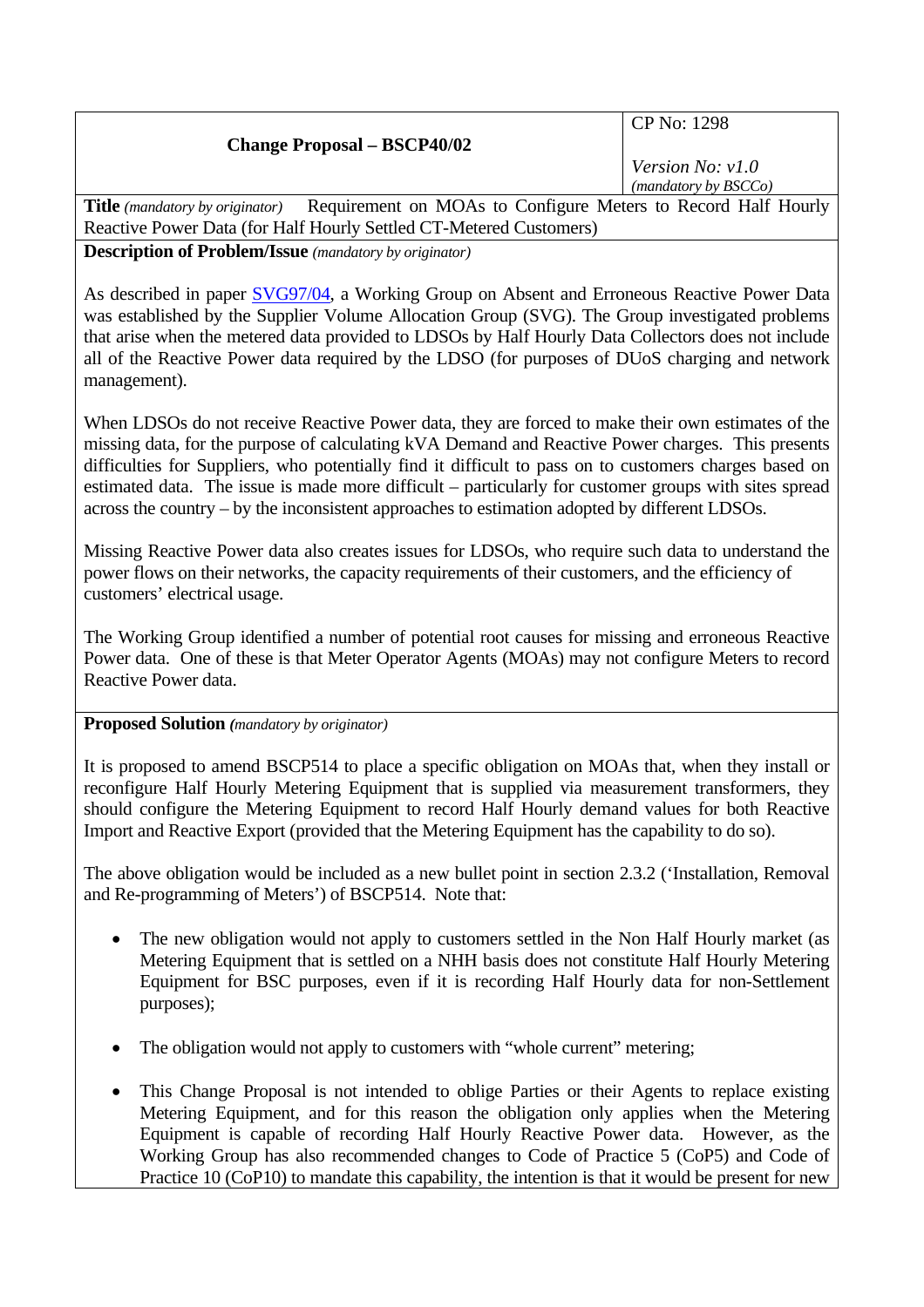| Change Proposal – BSCP40/02 | CP No: 1298<br><br>*Version No: v1.0*<br>*(mandatory by BSCCo)* |
|---|---|

**Title** *(mandatory by originator)* Requirement on MOAs to Configure Meters to Record Half Hourly Reactive Power Data (for Half Hourly Settled CT-Metered Customers)

**Description of Problem/Issue** *(mandatory by originator)*

As described in paper SVG97/04, a Working Group on Absent and Erroneous Reactive Power Data was established by the Supplier Volume Allocation Group (SVG). The Group investigated problems that arise when the metered data provided to LDSOs by Half Hourly Data Collectors does not include all of the Reactive Power data required by the LDSO (for purposes of DUoS charging and network management).

When LDSOs do not receive Reactive Power data, they are forced to make their own estimates of the missing data, for the purpose of calculating kVA Demand and Reactive Power charges. This presents difficulties for Suppliers, who potentially find it difficult to pass on to customers charges based on estimated data. The issue is made more difficult – particularly for customer groups with sites spread across the country – by the inconsistent approaches to estimation adopted by different LDSOs.

Missing Reactive Power data also creates issues for LDSOs, who require such data to understand the power flows on their networks, the capacity requirements of their customers, and the efficiency of customers' electrical usage.

The Working Group identified a number of potential root causes for missing and erroneous Reactive Power data. One of these is that Meter Operator Agents (MOAs) may not configure Meters to record Reactive Power data.

**Proposed Solution** *(mandatory by originator)*

It is proposed to amend BSCP514 to place a specific obligation on MOAs that, when they install or reconfigure Half Hourly Metering Equipment that is supplied via measurement transformers, they should configure the Metering Equipment to record Half Hourly demand values for both Reactive Import and Reactive Export (provided that the Metering Equipment has the capability to do so).

The above obligation would be included as a new bullet point in section 2.3.2 ('Installation, Removal and Re-programming of Meters') of BSCP514. Note that:

- The new obligation would not apply to customers settled in the Non Half Hourly market (as Metering Equipment that is settled on a NHH basis does not constitute Half Hourly Metering Equipment for BSC purposes, even if it is recording Half Hourly data for non-Settlement purposes);
- The obligation would not apply to customers with "whole current" metering;
- This Change Proposal is not intended to oblige Parties or their Agents to replace existing Metering Equipment, and for this reason the obligation only applies when the Metering Equipment is capable of recording Half Hourly Reactive Power data. However, as the Working Group has also recommended changes to Code of Practice 5 (CoP5) and Code of Practice 10 (CoP10) to mandate this capability, the intention is that it would be present for new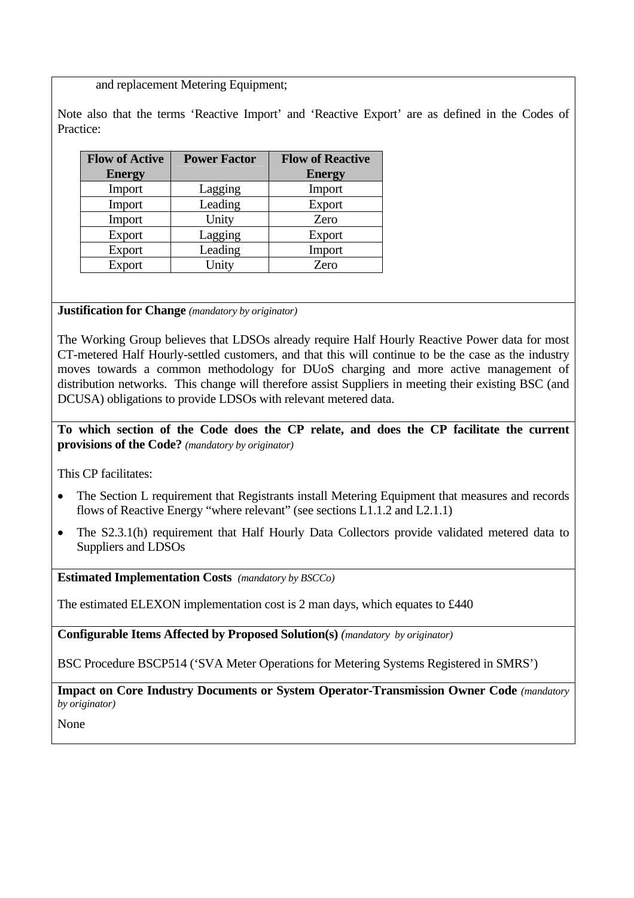and replacement Metering Equipment;

Note also that the terms 'Reactive Import' and 'Reactive Export' are as defined in the Codes of Practice:

| Flow of Active Energy | Power Factor | Flow of Reactive Energy |
|---|---|---|
| Import | Lagging | Import |
| Import | Leading | Export |
| Import | Unity | Zero |
| Export | Lagging | Export |
| Export | Leading | Import |
| Export | Unity | Zero |

**Justification for Change** *(mandatory by originator)*

The Working Group believes that LDSOs already require Half Hourly Reactive Power data for most CT-metered Half Hourly-settled customers, and that this will continue to be the case as the industry moves towards a common methodology for DUoS charging and more active management of distribution networks. This change will therefore assist Suppliers in meeting their existing BSC (and DCUSA) obligations to provide LDSOs with relevant metered data.

**To which section of the Code does the CP relate, and does the CP facilitate the current provisions of the Code?** *(mandatory by originator)*

This CP facilitates:

- The Section L requirement that Registrants install Metering Equipment that measures and records flows of Reactive Energy "where relevant" (see sections L1.1.2 and L2.1.1)
- The S2.3.1(h) requirement that Half Hourly Data Collectors provide validated metered data to Suppliers and LDSOs

**Estimated Implementation Costs** *(mandatory by BSCCo)*

The estimated ELEXON implementation cost is 2 man days, which equates to £440

**Configurable Items Affected by Proposed Solution(s)** *(mandatory by originator)*

BSC Procedure BSCP514 ('SVA Meter Operations for Metering Systems Registered in SMRS')

**Impact on Core Industry Documents or System Operator-Transmission Owner Code** *(mandatory by originator)*

None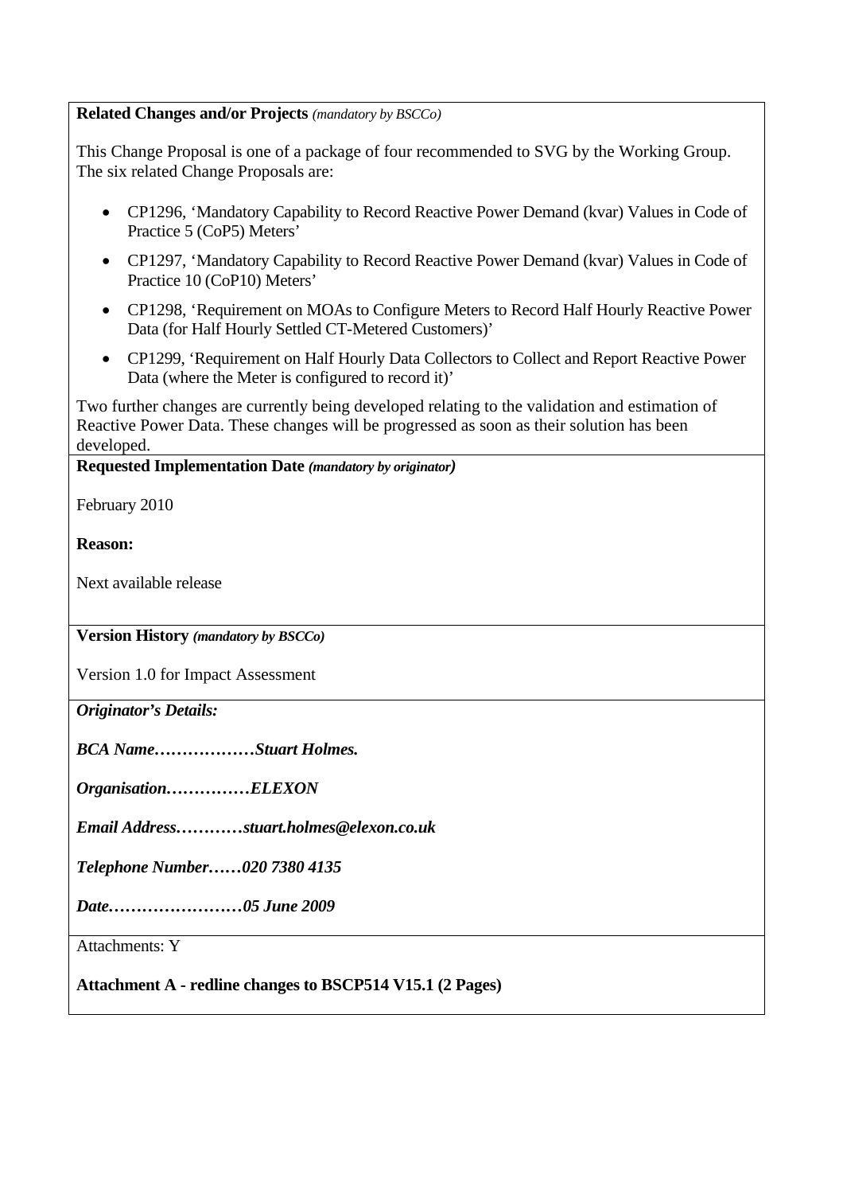**Related Changes and/or Projects** *(mandatory by BSCCo)*

This Change Proposal is one of a package of four recommended to SVG by the Working Group. The six related Change Proposals are:

- CP1296, 'Mandatory Capability to Record Reactive Power Demand (kvar) Values in Code of Practice 5 (CoP5) Meters'
- CP1297, 'Mandatory Capability to Record Reactive Power Demand (kvar) Values in Code of Practice 10 (CoP10) Meters'
- CP1298, 'Requirement on MOAs to Configure Meters to Record Half Hourly Reactive Power Data (for Half Hourly Settled CT-Metered Customers)'
- CP1299, 'Requirement on Half Hourly Data Collectors to Collect and Report Reactive Power Data (where the Meter is configured to record it)'

Two further changes are currently being developed relating to the validation and estimation of Reactive Power Data. These changes will be progressed as soon as their solution has been developed.

**Requested Implementation Date** ***(mandatory by originator)***

February 2010

**Reason:**

Next available release

**Version History** ***(mandatory by BSCCo)***

Version 1.0 for Impact Assessment

***Originator's Details:***

***BCA Name………………Stuart Holmes.***

***Organisation……………ELEXON***

***Email Address…………stuart.holmes@elexon.co.uk***

***Telephone Number……020 7380 4135***

***Date……………………05 June 2009***

Attachments: Y

**Attachment A - redline changes to BSCP514 V15.1 (2 Pages)**